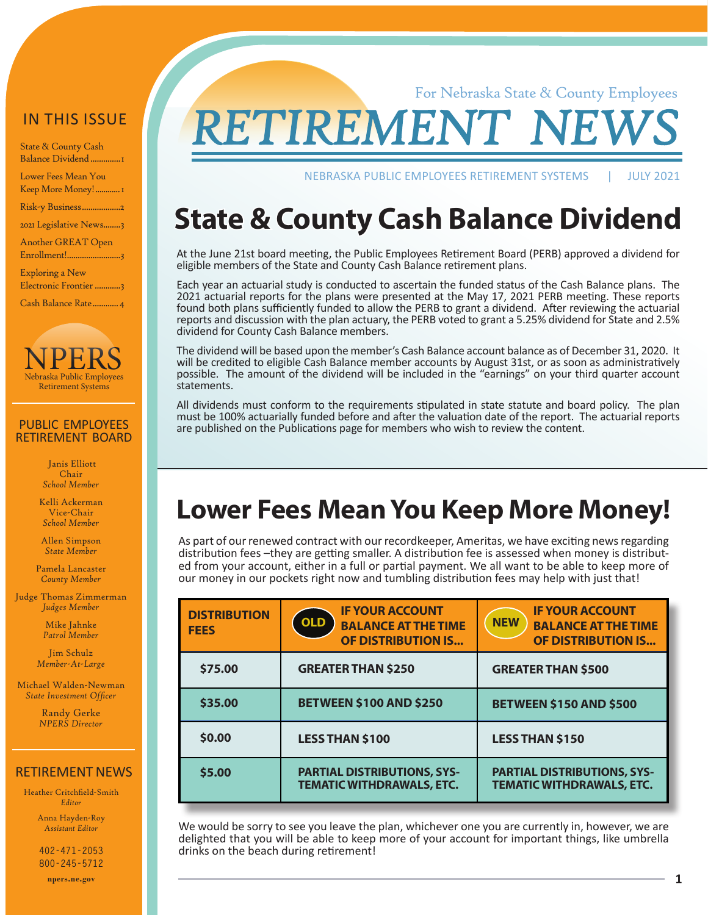# RETIREMENT NEWS

For Nebraska State & County Employees

NEBRASKA PUBLIC EMPLOYEES RETIREMENT SYSTEMS | JULY 2021

## IN THIS ISSUE

- State & County Cash Balance Dividend .............. 1
- Lower Fees Mean You Keep More Money! ........... 1
- Risk-y Business .................. 2
- 2021 Legislative News........ 3
- Another GREAT Open Enrollment! ......................... 3
- Exploring a New Electronic Frontier ............ 3
- Cash Balance Rate............ 4

NPERS
Nebraska Public Employees Retirement Systems

### PUBLIC EMPLOYEES RETIREMENT BOARD

Janis Elliott
Chair
*School Member*

Kelli Ackerman
Vice-Chair
*School Member*

Allen Simpson
*State Member*

Pamela Lancaster
*County Member*

Judge Thomas Zimmerman
*Judges Member*

Mike Jahnke
*Patrol Member*

Jim Schulz
*Member-At-Large*

Michael Walden-Newman
*State Investment Officer*

Randy Gerke
*NPERS Director*

### RETIREMENT NEWS

Heather Critchfield-Smith
*Editor*

Anna Hayden-Roy
*Assistant Editor*

402-471-2053
800-245-5712

**npers.ne.gov**

# State & County Cash Balance Dividend

At the June 21st board meeting, the Public Employees Retirement Board (PERB) approved a dividend for eligible members of the State and County Cash Balance retirement plans.

Each year an actuarial study is conducted to ascertain the funded status of the Cash Balance plans. The 2021 actuarial reports for the plans were presented at the May 17, 2021 PERB meeting. These reports found both plans sufficiently funded to allow the PERB to grant a dividend. After reviewing the actuarial reports and discussion with the plan actuary, the PERB voted to grant a 5.25% dividend for State and 2.5% dividend for County Cash Balance members.

The dividend will be based upon the member's Cash Balance account balance as of December 31, 2020. It will be credited to eligible Cash Balance member accounts by August 31st, or as soon as administratively possible. The amount of the dividend will be included in the "earnings" on your third quarter account statements.

All dividends must conform to the requirements stipulated in state statute and board policy. The plan must be 100% actuarially funded before and after the valuation date of the report. The actuarial reports are published on the Publications page for members who wish to review the content.

# Lower Fees Mean You Keep More Money!

As part of our renewed contract with our recordkeeper, Ameritas, we have exciting news regarding distribution fees –they are getting smaller. A distribution fee is assessed when money is distributed from your account, either in a full or partial payment. We all want to be able to keep more of our money in our pockets right now and tumbling distribution fees may help with just that!

| DISTRIBUTION FEES | OLD — IF YOUR ACCOUNT BALANCE AT THE TIME OF DISTRIBUTION IS... | NEW — IF YOUR ACCOUNT BALANCE AT THE TIME OF DISTRIBUTION IS... |
|---|---|---|
| $75.00 | GREATER THAN $250 | GREATER THAN $500 |
| $35.00 | BETWEEN $100 AND $250 | BETWEEN $150 AND $500 |
| $0.00 | LESS THAN $100 | LESS THAN $150 |
| $5.00 | PARTIAL DISTRIBUTIONS, SYSTEMATIC WITHDRAWALS, ETC. | PARTIAL DISTRIBUTIONS, SYSTEMATIC WITHDRAWALS, ETC. |

We would be sorry to see you leave the plan, whichever one you are currently in, however, we are delighted that you will be able to keep more of your account for important things, like umbrella drinks on the beach during retirement!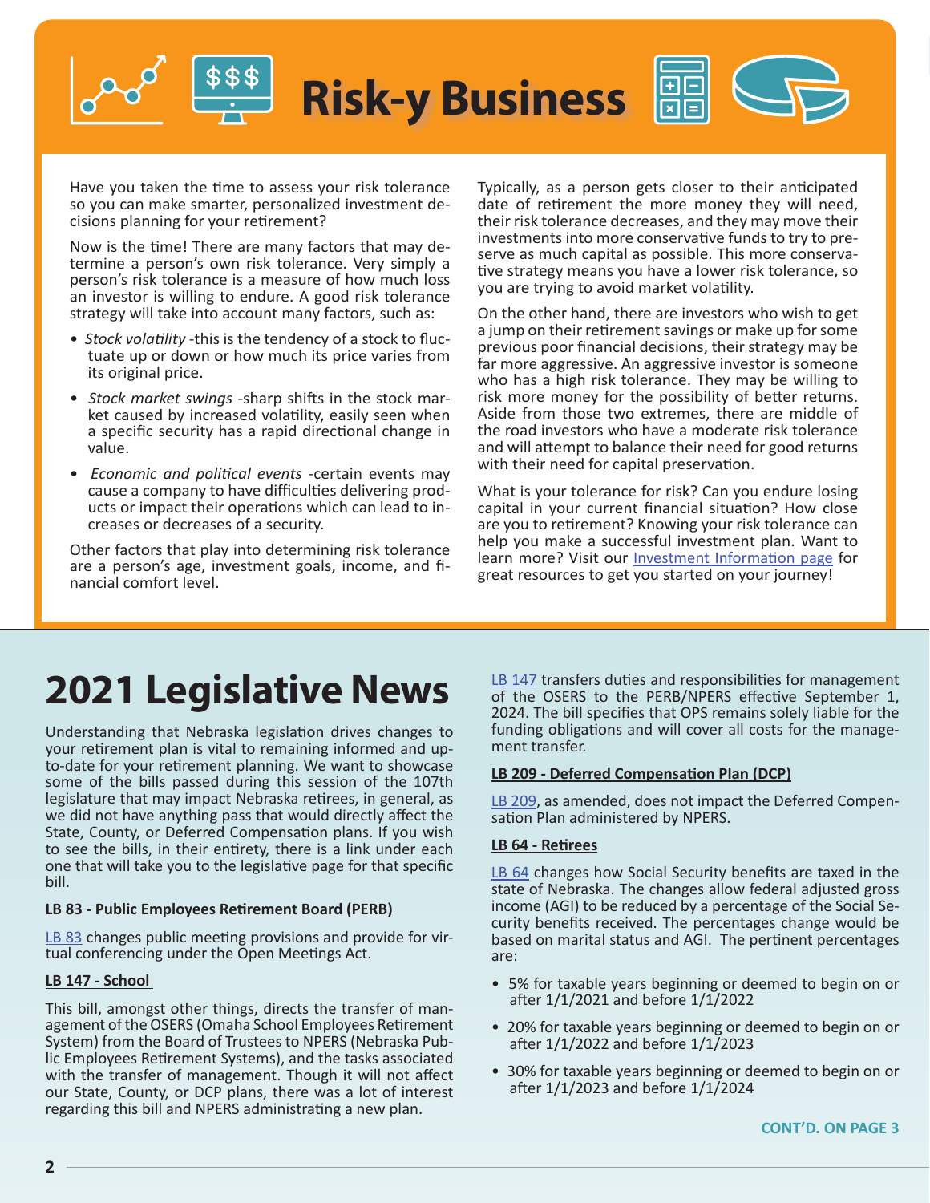# Risk-y Business

Have you taken the time to assess your risk tolerance so you can make smarter, personalized investment decisions planning for your retirement?

Now is the time! There are many factors that may determine a person's own risk tolerance. Very simply a person's risk tolerance is a measure of how much loss an investor is willing to endure. A good risk tolerance strategy will take into account many factors, such as:

- *Stock volatility* -this is the tendency of a stock to fluctuate up or down or how much its price varies from its original price.
- *Stock market swings* -sharp shifts in the stock market caused by increased volatility, easily seen when a specific security has a rapid directional change in value.
- *Economic and political events* -certain events may cause a company to have difficulties delivering products or impact their operations which can lead to increases or decreases of a security.

Other factors that play into determining risk tolerance are a person's age, investment goals, income, and financial comfort level.

Typically, as a person gets closer to their anticipated date of retirement the more money they will need, their risk tolerance decreases, and they may move their investments into more conservative funds to try to preserve as much capital as possible. This more conservative strategy means you have a lower risk tolerance, so you are trying to avoid market volatility.

On the other hand, there are investors who wish to get a jump on their retirement savings or make up for some previous poor financial decisions, their strategy may be far more aggressive. An aggressive investor is someone who has a high risk tolerance. They may be willing to risk more money for the possibility of better returns. Aside from those two extremes, there are middle of the road investors who have a moderate risk tolerance and will attempt to balance their need for good returns with their need for capital preservation.

What is your tolerance for risk? Can you endure losing capital in your current financial situation? How close are you to retirement? Knowing your risk tolerance can help you make a successful investment plan. Want to learn more? Visit our Investment Information page for great resources to get you started on your journey!

# 2021 Legislative News

Understanding that Nebraska legislation drives changes to your retirement plan is vital to remaining informed and up-to-date for your retirement planning. We want to showcase some of the bills passed during this session of the 107th legislature that may impact Nebraska retirees, in general, as we did not have anything pass that would directly affect the State, County, or Deferred Compensation plans. If you wish to see the bills, in their entirety, there is a link under each one that will take you to the legislative page for that specific bill.

**LB 83 - Public Employees Retirement Board (PERB)**

LB 83 changes public meeting provisions and provide for virtual conferencing under the Open Meetings Act.

**LB 147 - School**

This bill, amongst other things, directs the transfer of management of the OSERS (Omaha School Employees Retirement System) from the Board of Trustees to NPERS (Nebraska Public Employees Retirement Systems), and the tasks associated with the transfer of management. Though it will not affect our State, County, or DCP plans, there was a lot of interest regarding this bill and NPERS administrating a new plan.

LB 147 transfers duties and responsibilities for management of the OSERS to the PERB/NPERS effective September 1, 2024. The bill specifies that OPS remains solely liable for the funding obligations and will cover all costs for the management transfer.

**LB 209 - Deferred Compensation Plan (DCP)**

LB 209, as amended, does not impact the Deferred Compensation Plan administered by NPERS.

**LB 64 - Retirees**

LB 64 changes how Social Security benefits are taxed in the state of Nebraska. The changes allow federal adjusted gross income (AGI) to be reduced by a percentage of the Social Security benefits received. The percentages change would be based on marital status and AGI. The pertinent percentages are:

- 5% for taxable years beginning or deemed to begin on or after 1/1/2021 and before 1/1/2022
- 20% for taxable years beginning or deemed to begin on or after 1/1/2022 and before 1/1/2023
- 30% for taxable years beginning or deemed to begin on or after 1/1/2023 and before 1/1/2024

**CONT'D. ON PAGE 3**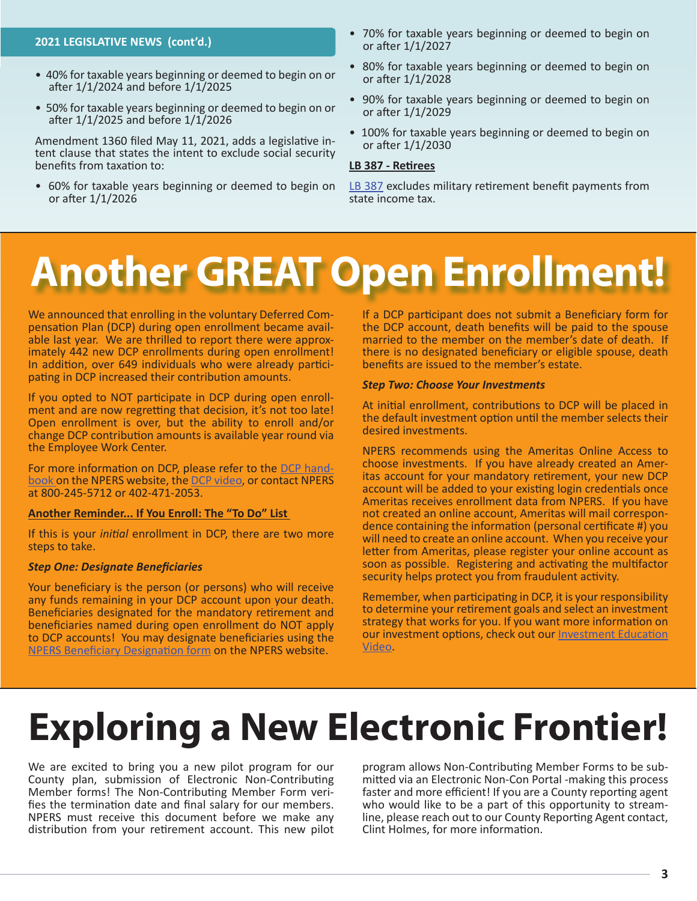## 2021 LEGISLATIVE NEWS (cont'd.)

- 40% for taxable years beginning or deemed to begin on or after 1/1/2024 and before 1/1/2025
- 50% for taxable years beginning or deemed to begin on or after 1/1/2025 and before 1/1/2026

Amendment 1360 filed May 11, 2021, adds a legislative intent clause that states the intent to exclude social security benefits from taxation to:

- 60% for taxable years beginning or deemed to begin on or after 1/1/2026
- 70% for taxable years beginning or deemed to begin on or after 1/1/2027
- 80% for taxable years beginning or deemed to begin on or after 1/1/2028
- 90% for taxable years beginning or deemed to begin on or after 1/1/2029
- 100% for taxable years beginning or deemed to begin on or after 1/1/2030

**LB 387 - Retirees**

LB 387 excludes military retirement benefit payments from state income tax.

# Another GREAT Open Enrollment!

We announced that enrolling in the voluntary Deferred Compensation Plan (DCP) during open enrollment became available last year. We are thrilled to report there were approximately 442 new DCP enrollments during open enrollment! In addition, over 649 individuals who were already participating in DCP increased their contribution amounts.

If you opted to NOT participate in DCP during open enrollment and are now regretting that decision, it's not too late! Open enrollment is over, but the ability to enroll and/or change DCP contribution amounts is available year round via the Employee Work Center.

For more information on DCP, please refer to the DCP handbook on the NPERS website, the DCP video, or contact NPERS at 800-245-5712 or 402-471-2053.

**Another Reminder... If You Enroll: The "To Do" List**

If this is your *initial* enrollment in DCP, there are two more steps to take.

***Step One: Designate Beneficiaries***

Your beneficiary is the person (or persons) who will receive any funds remaining in your DCP account upon your death. Beneficiaries designated for the mandatory retirement and beneficiaries named during open enrollment do NOT apply to DCP accounts! You may designate beneficiaries using the NPERS Beneficiary Designation form on the NPERS website.

If a DCP participant does not submit a Beneficiary form for the DCP account, death benefits will be paid to the spouse married to the member on the member's date of death. If there is no designated beneficiary or eligible spouse, death benefits are issued to the member's estate.

***Step Two: Choose Your Investments***

At initial enrollment, contributions to DCP will be placed in the default investment option until the member selects their desired investments.

NPERS recommends using the Ameritas Online Access to choose investments. If you have already created an Ameritas account for your mandatory retirement, your new DCP account will be added to your existing login credentials once Ameritas receives enrollment data from NPERS. If you have not created an online account, Ameritas will mail correspondence containing the information (personal certificate #) you will need to create an online account. When you receive your letter from Ameritas, please register your online account as soon as possible. Registering and activating the multifactor security helps protect you from fraudulent activity.

Remember, when participating in DCP, it is your responsibility to determine your retirement goals and select an investment strategy that works for you. If you want more information on our investment options, check out our Investment Education Video.

# Exploring a New Electronic Frontier!

We are excited to bring you a new pilot program for our County plan, submission of Electronic Non-Contributing Member forms! The Non-Contributing Member Form verifies the termination date and final salary for our members. NPERS must receive this document before we make any distribution from your retirement account. This new pilot program allows Non-Contributing Member Forms to be submitted via an Electronic Non-Con Portal -making this process faster and more efficient! If you are a County reporting agent who would like to be a part of this opportunity to streamline, please reach out to our County Reporting Agent contact, Clint Holmes, for more information.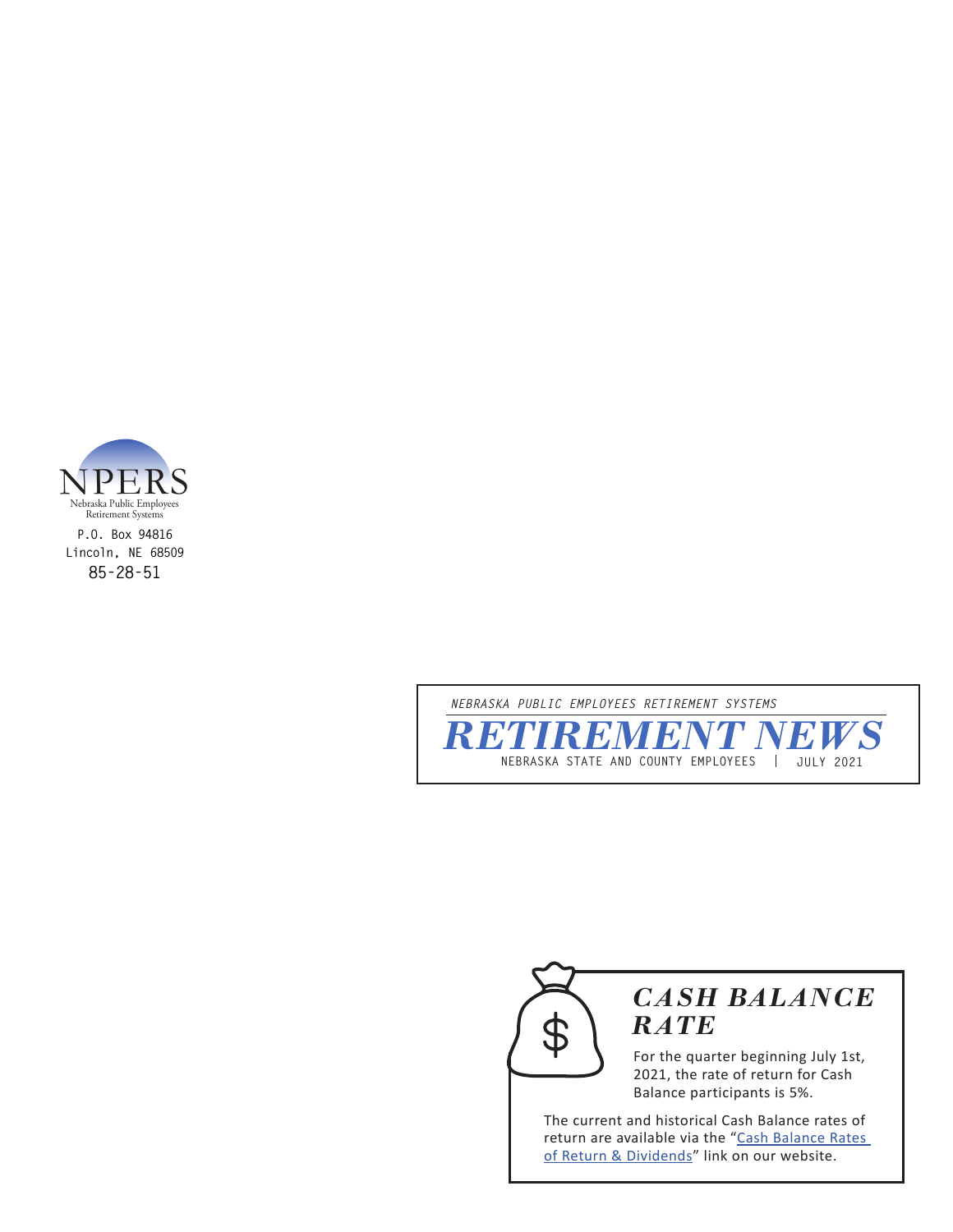NPERS
Nebraska Public Employees Retirement Systems

P.O. Box 94816
Lincoln, NE 68509
85-28-51

*NEBRASKA PUBLIC EMPLOYEES RETIREMENT SYSTEMS*

# *RETIREMENT NEWS*

NEBRASKA STATE AND COUNTY EMPLOYEES | JULY 2021

## *CASH BALANCE RATE*

For the quarter beginning July 1st, 2021, the rate of return for Cash Balance participants is 5%.

The current and historical Cash Balance rates of return are available via the "Cash Balance Rates of Return & Dividends" link on our website.